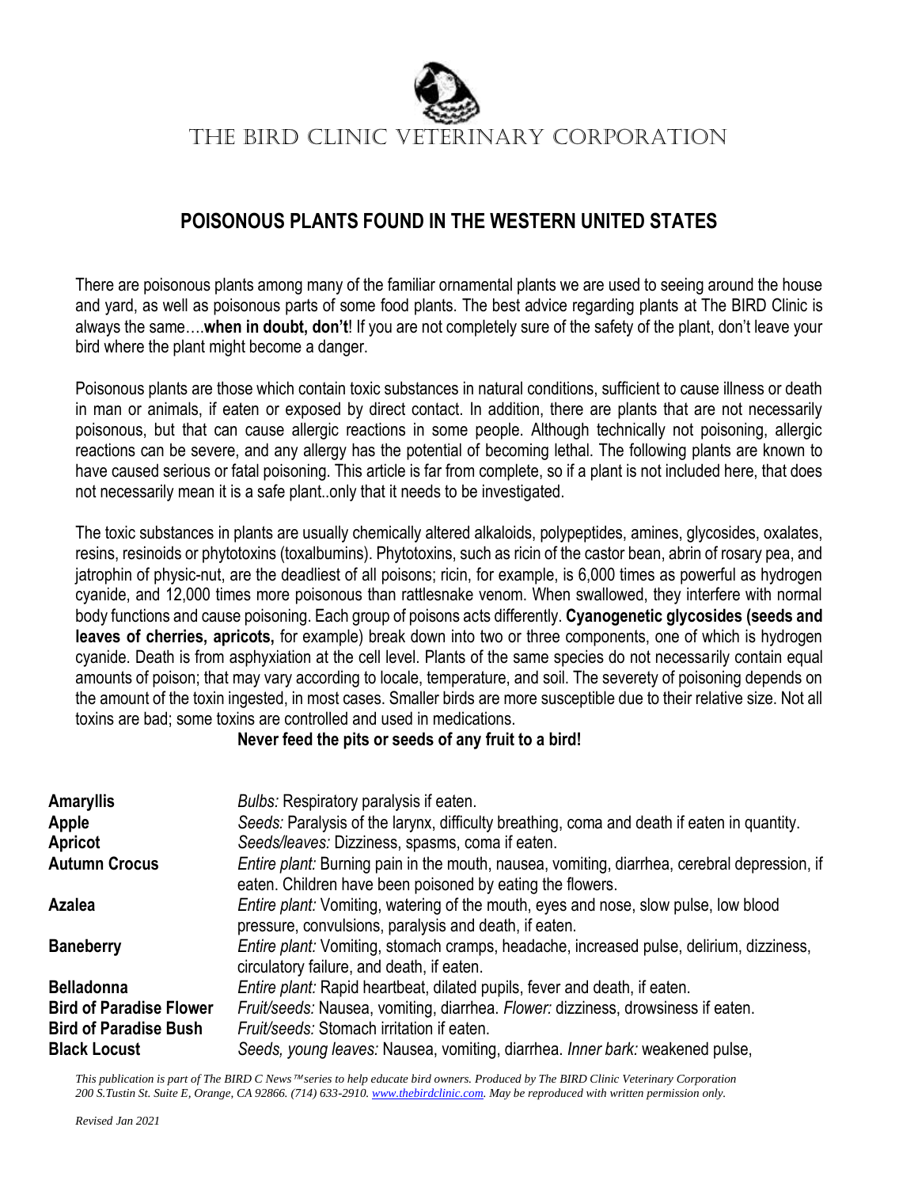THE BIRD CLINIC VETERINARY CORPORATION

## POISONOUS PLANTS FOUND IN THE WESTERN UNITED STATES

There are poisonous plants among many of the familiar ornamental plants we are used to seeing around the house and yard, as well as poisonous parts of some food plants. The best advice regarding plants at The BIRD Clinic is always the same….**when in doubt, don't**! If you are not completely sure of the safety of the plant, don't leave your bird where the plant might become a danger.

Poisonous plants are those which contain toxic substances in natural conditions, sufficient to cause illness or death in man or animals, if eaten or exposed by direct contact. In addition, there are plants that are not necessarily poisonous, but that can cause allergic reactions in some people. Although technically not poisoning, allergic reactions can be severe, and any allergy has the potential of becoming lethal. The following plants are known to have caused serious or fatal poisoning. This article is far from complete, so if a plant is not included here, that does not necessarily mean it is a safe plant..only that it needs to be investigated.

The toxic substances in plants are usually chemically altered alkaloids, polypeptides, amines, glycosides, oxalates, resins, resinoids or phytotoxins (toxalbumins). Phytotoxins, such as ricin of the castor bean, abrin of rosary pea, and jatrophin of physic-nut, are the deadliest of all poisons; ricin, for example, is 6,000 times as powerful as hydrogen cyanide, and 12,000 times more poisonous than rattlesnake venom. When swallowed, they interfere with normal body functions and cause poisoning. Each group of poisons acts differently. **Cyanogenetic glycosides (seeds and leaves of cherries, apricots,** for example) break down into two or three components, one of which is hydrogen cyanide. Death is from asphyxiation at the cell level. Plants of the same species do not necessarily contain equal amounts of poison; that may vary according to locale, temperature, and soil. The severety of poisoning depends on the amount of the toxin ingested, in most cases. Smaller birds are more susceptible due to their relative size. Not all toxins are bad; some toxins are controlled and used in medications.

**Never feed the pits or seeds of any fruit to a bird!**

| | |
|---|---|
| **Amaryllis** | *Bulbs:* Respiratory paralysis if eaten. |
| **Apple** | *Seeds:* Paralysis of the larynx, difficulty breathing, coma and death if eaten in quantity. |
| **Apricot** | *Seeds/leaves:* Dizziness, spasms, coma if eaten. |
| **Autumn Crocus** | *Entire plant:* Burning pain in the mouth, nausea, vomiting, diarrhea, cerebral depression, if eaten. Children have been poisoned by eating the flowers. |
| **Azalea** | *Entire plant:* Vomiting, watering of the mouth, eyes and nose, slow pulse, low blood pressure, convulsions, paralysis and death, if eaten. |
| **Baneberry** | *Entire plant:* Vomiting, stomach cramps, headache, increased pulse, delirium, dizziness, circulatory failure, and death, if eaten. |
| **Belladonna** | *Entire plant:* Rapid heartbeat, dilated pupils, fever and death, if eaten. |
| **Bird of Paradise Flower** | *Fruit/seeds:* Nausea, vomiting, diarrhea. *Flower:* dizziness, drowsiness if eaten. |
| **Bird of Paradise Bush** | *Fruit/seeds:* Stomach irritation if eaten. |
| **Black Locust** | *Seeds, young leaves:* Nausea, vomiting, diarrhea. *Inner bark:* weakened pulse, |

*This publication is part of The BIRD C News™ series to help educate bird owners. Produced by The BIRD Clinic Veterinary Corporation 200 S.Tustin St. Suite E, Orange, CA 92866. (714) 633-2910. www.thebirdclinic.com. May be reproduced with written permission only.*

*Revised Jan 2021*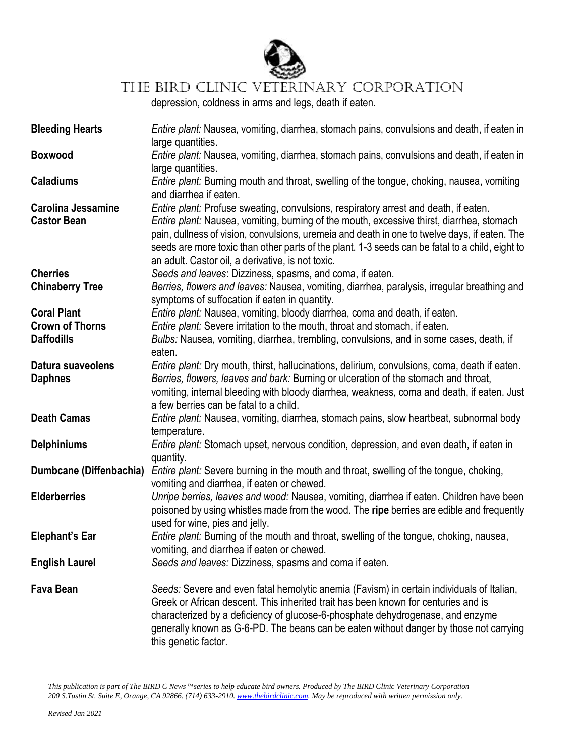depression, coldness in arms and legs, death if eaten.

| | |
|---|---|
| **Bleeding Hearts** | *Entire plant:* Nausea, vomiting, diarrhea, stomach pains, convulsions and death, if eaten in large quantities. |
| **Boxwood** | *Entire plant:* Nausea, vomiting, diarrhea, stomach pains, convulsions and death, if eaten in large quantities. |
| **Caladiums** | *Entire plant:* Burning mouth and throat, swelling of the tongue, choking, nausea, vomiting and diarrhea if eaten. |
| **Carolina Jessamine** | *Entire plant:* Profuse sweating, convulsions, respiratory arrest and death, if eaten. |
| **Castor Bean** | *Entire plant:* Nausea, vomiting, burning of the mouth, excessive thirst, diarrhea, stomach pain, dullness of vision, convulsions, uremeia and death in one to twelve days, if eaten. The seeds are more toxic than other parts of the plant. 1-3 seeds can be fatal to a child, eight to an adult. Castor oil, a derivative, is not toxic. |
| **Cherries** | *Seeds and leaves*: Dizziness, spasms, and coma, if eaten. |
| **Chinaberry Tree** | *Berries, flowers and leaves:* Nausea, vomiting, diarrhea, paralysis, irregular breathing and symptoms of suffocation if eaten in quantity. |
| **Coral Plant** | *Entire plant:* Nausea, vomiting, bloody diarrhea, coma and death, if eaten. |
| **Crown of Thorns** | *Entire plant:* Severe irritation to the mouth, throat and stomach, if eaten. |
| **Daffodills** | *Bulbs:* Nausea, vomiting, diarrhea, trembling, convulsions, and in some cases, death, if eaten. |
| **Datura suaveolens** | *Entire plant:* Dry mouth, thirst, hallucinations, delirium, convulsions, coma, death if eaten. |
| **Daphnes** | *Berries, flowers, leaves and bark:* Burning or ulceration of the stomach and throat, vomiting, internal bleeding with bloody diarrhea, weakness, coma and death, if eaten. Just a few berries can be fatal to a child. |
| **Death Camas** | *Entire plant:* Nausea, vomiting, diarrhea, stomach pains, slow heartbeat, subnormal body temperature. |
| **Delphiniums** | *Entire plant:* Stomach upset, nervous condition, depression, and even death, if eaten in quantity. |
| **Dumbcane (Diffenbachia)** | *Entire plant:* Severe burning in the mouth and throat, swelling of the tongue, choking, vomiting and diarrhea, if eaten or chewed. |
| **Elderberries** | *Unripe berries, leaves and wood:* Nausea, vomiting, diarrhea if eaten. Children have been poisoned by using whistles made from the wood. The **ripe** berries are edible and frequently used for wine, pies and jelly. |
| **Elephant's Ear** | *Entire plant:* Burning of the mouth and throat, swelling of the tongue, choking, nausea, vomiting, and diarrhea if eaten or chewed. |
| **English Laurel** | *Seeds and leaves:* Dizziness, spasms and coma if eaten. |
| **Fava Bean** | *Seeds:* Severe and even fatal hemolytic anemia (Favism) in certain individuals of Italian, Greek or African descent. This inherited trait has been known for centuries and is characterized by a deficiency of glucose-6-phosphate dehydrogenase, and enzyme generally known as G-6-PD. The beans can be eaten without danger by those not carrying this genetic factor. |

*This publication is part of The BIRD C News™ series to help educate bird owners. Produced by The BIRD Clinic Veterinary Corporation 200 S.Tustin St. Suite E, Orange, CA 92866. (714) 633-2910. www.thebirdclinic.com. May be reproduced with written permission only.*

*Revised Jan 2021*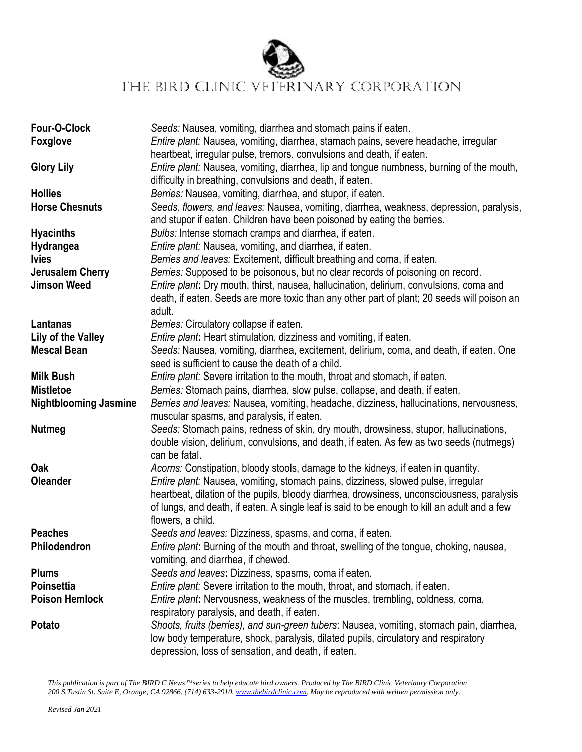| | |
|---|---|
| **Four-O-Clock** | *Seeds:* Nausea, vomiting, diarrhea and stomach pains if eaten. |
| **Foxglove** | *Entire plant:* Nausea, vomiting, diarrhea, stamach pains, severe headache, irregular heartbeat, irregular pulse, tremors, convulsions and death, if eaten. |
| **Glory Lily** | *Entire plant:* Nausea, vomiting, diarrhea, lip and tongue numbness, burning of the mouth, difficulty in breathing, convulsions and death, if eaten. |
| **Hollies** | *Berries:* Nausea, vomiting, diarrhea, and stupor, if eaten. |
| **Horse Chesnuts** | *Seeds, flowers, and leaves:* Nausea, vomiting, diarrhea, weakness, depression, paralysis, and stupor if eaten. Children have been poisoned by eating the berries. |
| **Hyacinths** | *Bulbs:* Intense stomach cramps and diarrhea, if eaten. |
| **Hydrangea** | *Entire plant:* Nausea, vomiting, and diarrhea, if eaten. |
| **Ivies** | *Berries and leaves:* Excitement, difficult breathing and coma, if eaten. |
| **Jerusalem Cherry** | *Berries:* Supposed to be poisonous, but no clear records of poisoning on record. |
| **Jimson Weed** | *Entire plant*: Dry mouth, thirst, nausea, hallucination, delirium, convulsions, coma and death, if eaten. Seeds are more toxic than any other part of plant; 20 seeds will poison an adult. |
| **Lantanas** | *Berries:* Circulatory collapse if eaten. |
| **Lily of the Valley** | *Entire plant*: Heart stimulation, dizziness and vomiting, if eaten. |
| **Mescal Bean** | *Seeds:* Nausea, vomiting, diarrhea, excitement, delirium, coma, and death, if eaten. One seed is sufficient to cause the death of a child. |
| **Milk Bush** | *Entire plant:* Severe irritation to the mouth, throat and stomach, if eaten. |
| **Mistletoe** | *Berries:* Stomach pains, diarrhea, slow pulse, collapse, and death, if eaten. |
| **Nightblooming Jasmine** | *Berries and leaves:* Nausea, vomiting, headache, dizziness, hallucinations, nervousness, muscular spasms, and paralysis, if eaten. |
| **Nutmeg** | *Seeds:* Stomach pains, redness of skin, dry mouth, drowsiness, stupor, hallucinations, double vision, delirium, convulsions, and death, if eaten. As few as two seeds (nutmegs) can be fatal. |
| **Oak** | *Acorns:* Constipation, bloody stools, damage to the kidneys, if eaten in quantity. |
| **Oleander** | *Entire plant:* Nausea, vomiting, stomach pains, dizziness, slowed pulse, irregular heartbeat, dilation of the pupils, bloody diarrhea, drowsiness, unconsciousness, paralysis of lungs, and death, if eaten. A single leaf is said to be enough to kill an adult and a few flowers, a child. |
| **Peaches** | *Seeds and leaves:* Dizziness, spasms, and coma, if eaten. |
| **Philodendron** | *Entire plant*: Burning of the mouth and throat, swelling of the tongue, choking, nausea, vomiting, and diarrhea, if chewed. |
| **Plums** | *Seeds and leaves*: Dizziness, spasms, coma if eaten. |
| **Poinsettia** | *Entire plant:* Severe irritation to the mouth, throat, and stomach, if eaten. |
| **Poison Hemlock** | *Entire plant*: Nervousness, weakness of the muscles, trembling, coldness, coma, respiratory paralysis, and death, if eaten. |
| **Potato** | *Shoots, fruits (berries), and sun-green tubers*: Nausea, vomiting, stomach pain, diarrhea, low body temperature, shock, paralysis, dilated pupils, circulatory and respiratory depression, loss of sensation, and death, if eaten. |

*This publication is part of The BIRD C News™ series to help educate bird owners. Produced by The BIRD Clinic Veterinary Corporation 200 S.Tustin St. Suite E, Orange, CA 92866. (714) 633-2910. www.thebirdclinic.com. May be reproduced with written permission only.*

*Revised Jan 2021*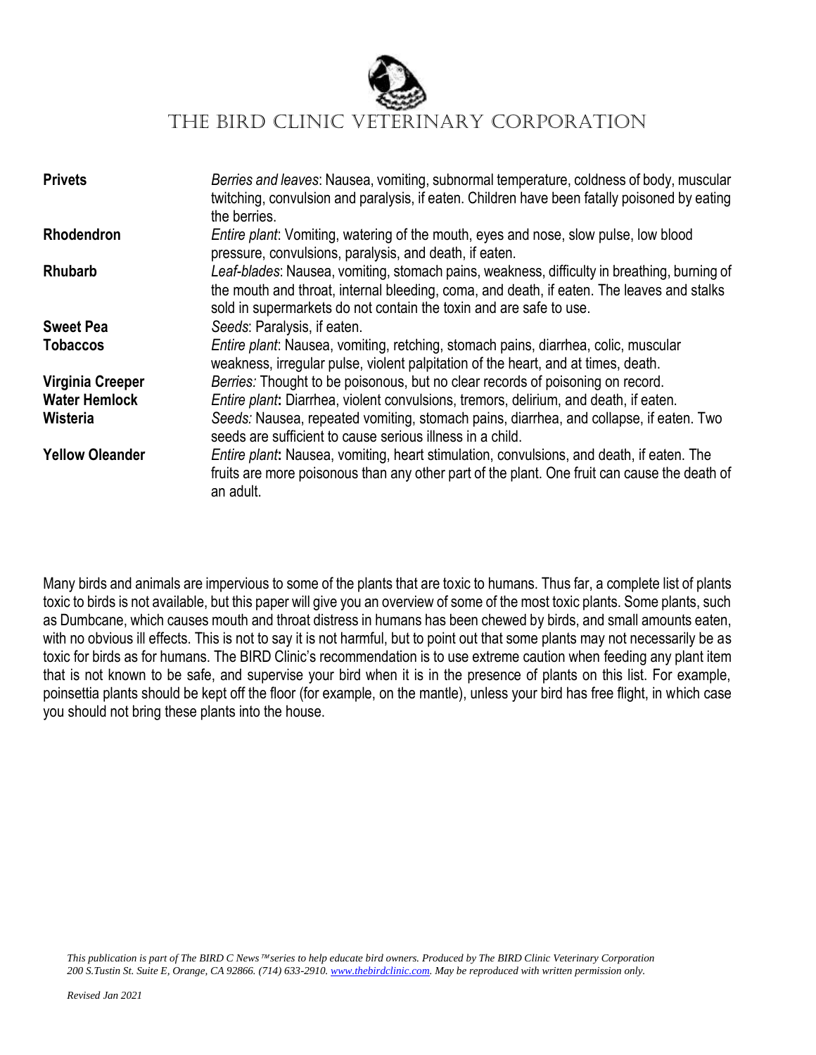| | |
|---|---|
| **Privets** | *Berries and leaves*: Nausea, vomiting, subnormal temperature, coldness of body, muscular twitching, convulsion and paralysis, if eaten. Children have been fatally poisoned by eating the berries. |
| **Rhodendron** | *Entire plant*: Vomiting, watering of the mouth, eyes and nose, slow pulse, low blood pressure, convulsions, paralysis, and death, if eaten. |
| **Rhubarb** | *Leaf-blades*: Nausea, vomiting, stomach pains, weakness, difficulty in breathing, burning of the mouth and throat, internal bleeding, coma, and death, if eaten. The leaves and stalks sold in supermarkets do not contain the toxin and are safe to use. |
| **Sweet Pea** | *Seeds*: Paralysis, if eaten. |
| **Tobaccos** | *Entire plant*: Nausea, vomiting, retching, stomach pains, diarrhea, colic, muscular weakness, irregular pulse, violent palpitation of the heart, and at times, death. |
| **Virginia Creeper** | *Berries:* Thought to be poisonous, but no clear records of poisoning on record. |
| **Water Hemlock** | *Entire plant***:** Diarrhea, violent convulsions, tremors, delirium, and death, if eaten. |
| **Wisteria** | *Seeds:* Nausea, repeated vomiting, stomach pains, diarrhea, and collapse, if eaten. Two seeds are sufficient to cause serious illness in a child. |
| **Yellow Oleander** | *Entire plant***:** Nausea, vomiting, heart stimulation, convulsions, and death, if eaten. The fruits are more poisonous than any other part of the plant. One fruit can cause the death of an adult. |

Many birds and animals are impervious to some of the plants that are toxic to humans. Thus far, a complete list of plants toxic to birds is not available, but this paper will give you an overview of some of the most toxic plants. Some plants, such as Dumbcane, which causes mouth and throat distress in humans has been chewed by birds, and small amounts eaten, with no obvious ill effects. This is not to say it is not harmful, but to point out that some plants may not necessarily be as toxic for birds as for humans. The BIRD Clinic's recommendation is to use extreme caution when feeding any plant item that is not known to be safe, and supervise your bird when it is in the presence of plants on this list. For example, poinsettia plants should be kept off the floor (for example, on the mantle), unless your bird has free flight, in which case you should not bring these plants into the house.

*This publication is part of The BIRD C News™ series to help educate bird owners. Produced by The BIRD Clinic Veterinary Corporation 200 S.Tustin St. Suite E, Orange, CA 92866. (714) 633-2910. www.thebirdclinic.com. May be reproduced with written permission only.*

*Revised Jan 2021*